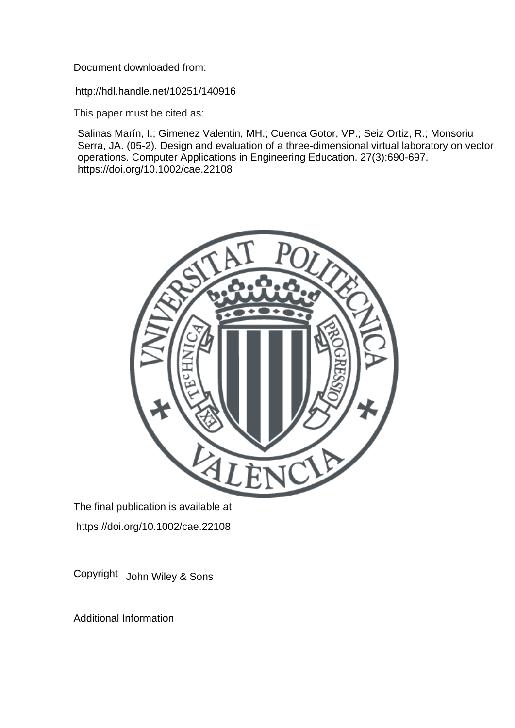Document downloaded from:

http://hdl.handle.net/10251/140916

This paper must be cited as:

Salinas Marín, I.; Gimenez Valentin, MH.; Cuenca Gotor, VP.; Seiz Ortiz, R.; Monsoriu Serra, JA. (05-2). Design and evaluation of a three-dimensional virtual laboratory on vector operations. Computer Applications in Engineering Education. 27(3):690-697. https://doi.org/10.1002/cae.22108

The final publication is available at

https://doi.org/10.1002/cae.22108

Copyright John Wiley & Sons

Additional Information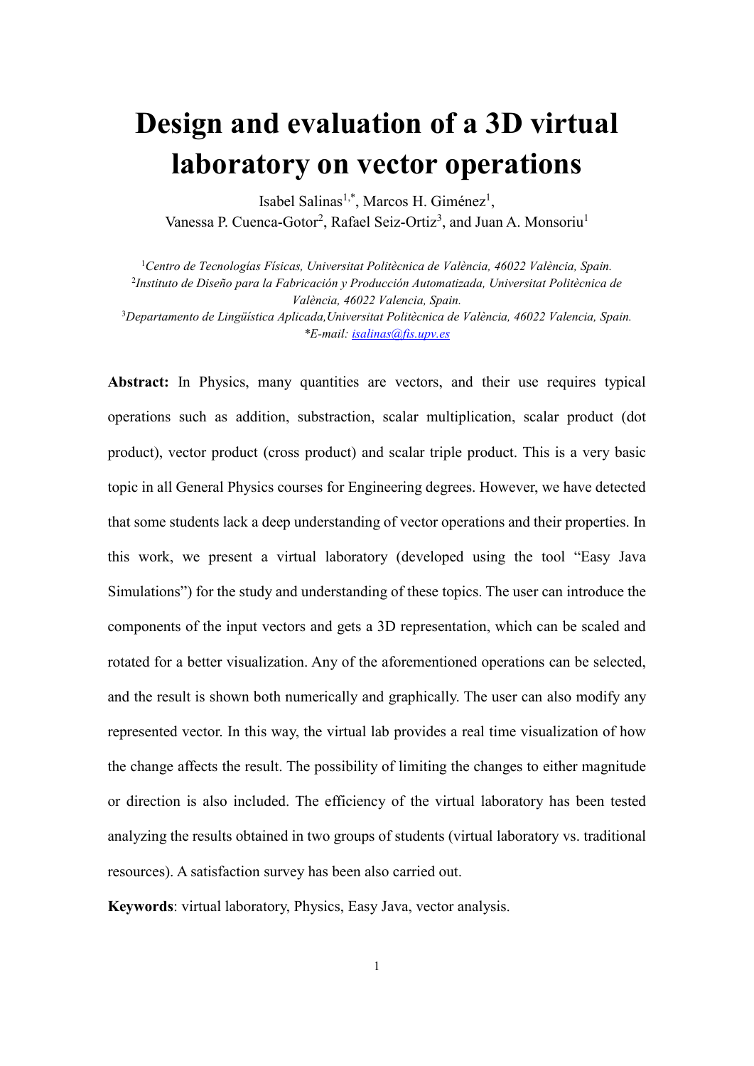# Design and evaluation of a 3D virtual laboratory on vector operations

Isabel Salinas[1,*], Marcos H. Giménez[1],
Vanessa P. Cuenca-Gotor[2], Rafael Seiz-Ortiz[3], and Juan A. Monsoriu[1]

[1] *Centro de Tecnologías Físicas, Universitat Politècnica de València, 46022 València, Spain.*
[2] *Instituto de Diseño para la Fabricación y Producción Automatizada, Universitat Politècnica de València, 46022 Valencia, Spain.*
[3] *Departamento de Lingüística Aplicada,Universitat Politècnica de València, 46022 Valencia, Spain.*
*\*E-mail: isalinas@fis.upv.es*

**Abstract:** In Physics, many quantities are vectors, and their use requires typical operations such as addition, substraction, scalar multiplication, scalar product (dot product), vector product (cross product) and scalar triple product. This is a very basic topic in all General Physics courses for Engineering degrees. However, we have detected that some students lack a deep understanding of vector operations and their properties. In this work, we present a virtual laboratory (developed using the tool "Easy Java Simulations") for the study and understanding of these topics. The user can introduce the components of the input vectors and gets a 3D representation, which can be scaled and rotated for a better visualization. Any of the aforementioned operations can be selected, and the result is shown both numerically and graphically. The user can also modify any represented vector. In this way, the virtual lab provides a real time visualization of how the change affects the result. The possibility of limiting the changes to either magnitude or direction is also included. The efficiency of the virtual laboratory has been tested analyzing the results obtained in two groups of students (virtual laboratory vs. traditional resources). A satisfaction survey has been also carried out.

**Keywords**: virtual laboratory, Physics, Easy Java, vector analysis.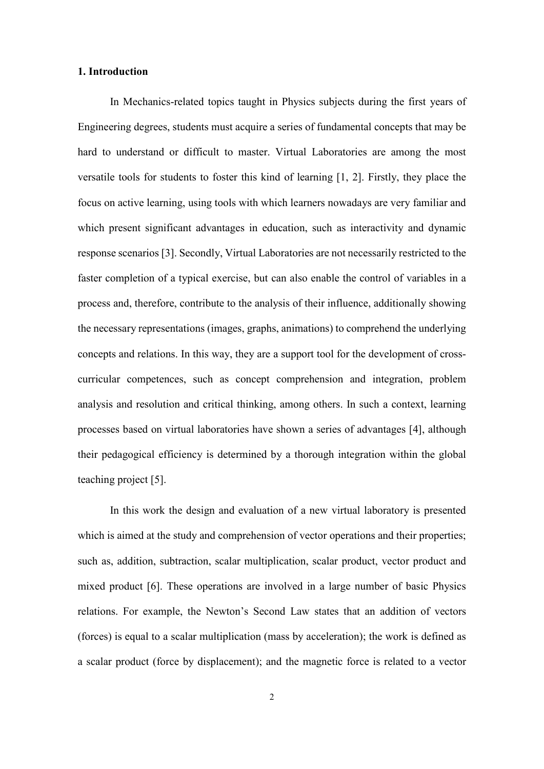## 1. Introduction

In Mechanics-related topics taught in Physics subjects during the first years of Engineering degrees, students must acquire a series of fundamental concepts that may be hard to understand or difficult to master. Virtual Laboratories are among the most versatile tools for students to foster this kind of learning [1, 2]. Firstly, they place the focus on active learning, using tools with which learners nowadays are very familiar and which present significant advantages in education, such as interactivity and dynamic response scenarios [3]. Secondly, Virtual Laboratories are not necessarily restricted to the faster completion of a typical exercise, but can also enable the control of variables in a process and, therefore, contribute to the analysis of their influence, additionally showing the necessary representations (images, graphs, animations) to comprehend the underlying concepts and relations. In this way, they are a support tool for the development of cross-curricular competences, such as concept comprehension and integration, problem analysis and resolution and critical thinking, among others. In such a context, learning processes based on virtual laboratories have shown a series of advantages [4], although their pedagogical efficiency is determined by a thorough integration within the global teaching project [5].

In this work the design and evaluation of a new virtual laboratory is presented which is aimed at the study and comprehension of vector operations and their properties; such as, addition, subtraction, scalar multiplication, scalar product, vector product and mixed product [6]. These operations are involved in a large number of basic Physics relations. For example, the Newton's Second Law states that an addition of vectors (forces) is equal to a scalar multiplication (mass by acceleration); the work is defined as a scalar product (force by displacement); and the magnetic force is related to a vector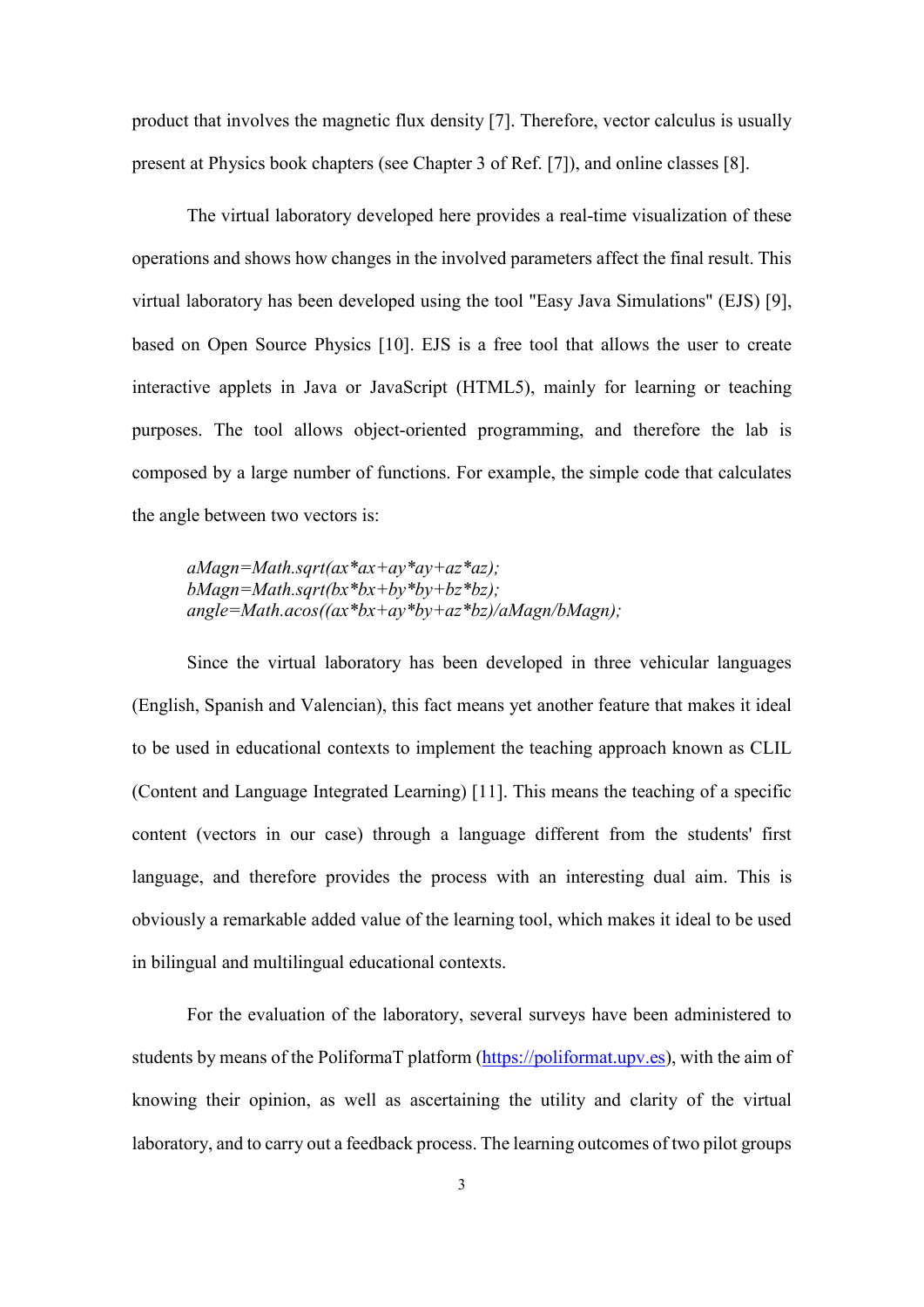product that involves the magnetic flux density [7]. Therefore, vector calculus is usually present at Physics book chapters (see Chapter 3 of Ref. [7]), and online classes [8].

The virtual laboratory developed here provides a real-time visualization of these operations and shows how changes in the involved parameters affect the final result. This virtual laboratory has been developed using the tool "Easy Java Simulations" (EJS) [9], based on Open Source Physics [10]. EJS is a free tool that allows the user to create interactive applets in Java or JavaScript (HTML5), mainly for learning or teaching purposes. The tool allows object-oriented programming, and therefore the lab is composed by a large number of functions. For example, the simple code that calculates the angle between two vectors is:

```
aMagn=Math.sqrt(ax*ax+ay*ay+az*az);
bMagn=Math.sqrt(bx*bx+by*by+bz*bz);
angle=Math.acos((ax*bx+ay*by+az*bz)/aMagn/bMagn);
```

Since the virtual laboratory has been developed in three vehicular languages (English, Spanish and Valencian), this fact means yet another feature that makes it ideal to be used in educational contexts to implement the teaching approach known as CLIL (Content and Language Integrated Learning) [11]. This means the teaching of a specific content (vectors in our case) through a language different from the students' first language, and therefore provides the process with an interesting dual aim. This is obviously a remarkable added value of the learning tool, which makes it ideal to be used in bilingual and multilingual educational contexts.

For the evaluation of the laboratory, several surveys have been administered to students by means of the PoliformaT platform (https://poliformat.upv.es), with the aim of knowing their opinion, as well as ascertaining the utility and clarity of the virtual laboratory, and to carry out a feedback process. The learning outcomes of two pilot groups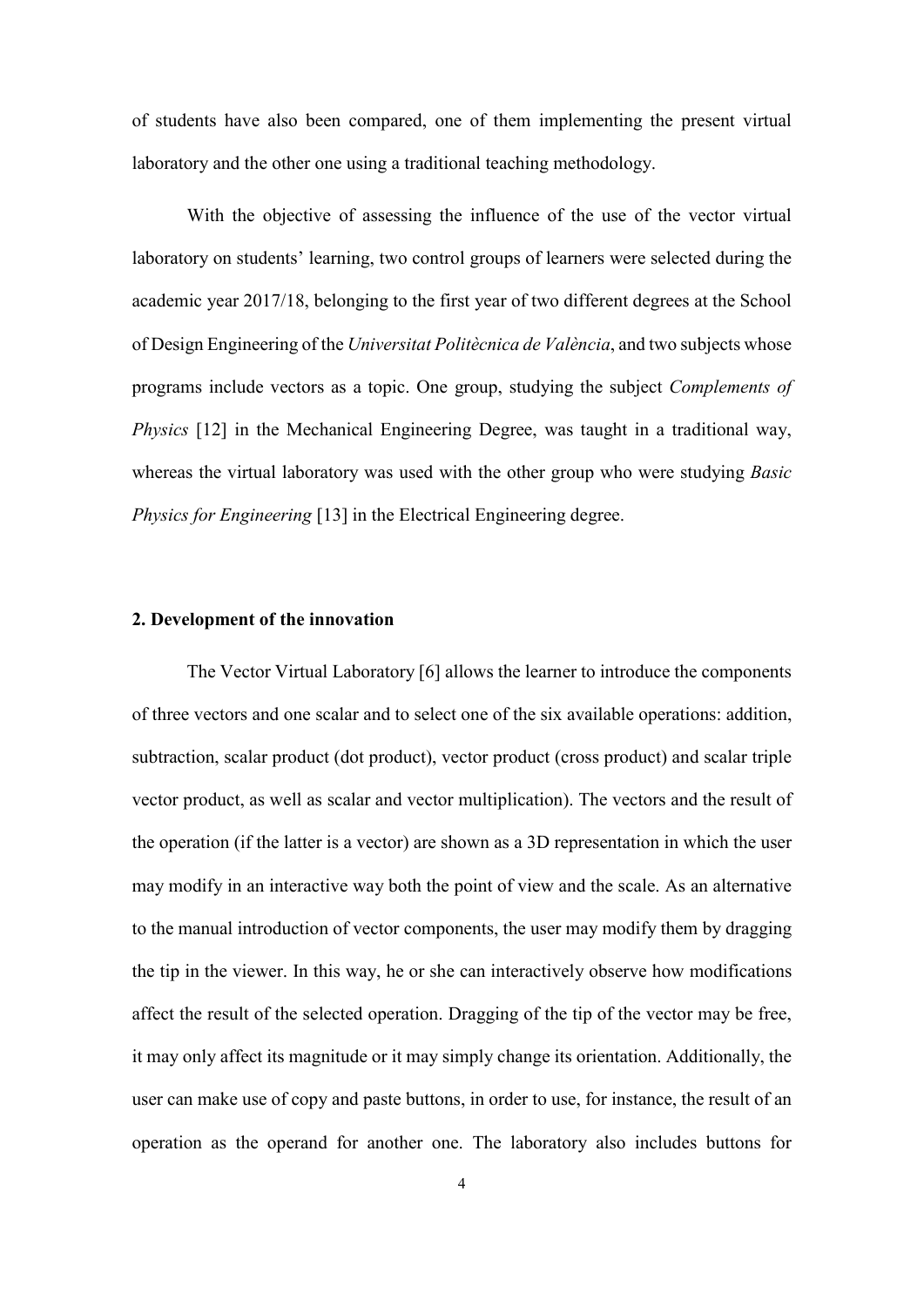of students have also been compared, one of them implementing the present virtual laboratory and the other one using a traditional teaching methodology.

With the objective of assessing the influence of the use of the vector virtual laboratory on students' learning, two control groups of learners were selected during the academic year 2017/18, belonging to the first year of two different degrees at the School of Design Engineering of the *Universitat Politècnica de València*, and two subjects whose programs include vectors as a topic. One group, studying the subject *Complements of Physics* [12] in the Mechanical Engineering Degree, was taught in a traditional way, whereas the virtual laboratory was used with the other group who were studying *Basic Physics for Engineering* [13] in the Electrical Engineering degree.

## 2. Development of the innovation

The Vector Virtual Laboratory [6] allows the learner to introduce the components of three vectors and one scalar and to select one of the six available operations: addition, subtraction, scalar product (dot product), vector product (cross product) and scalar triple vector product, as well as scalar and vector multiplication). The vectors and the result of the operation (if the latter is a vector) are shown as a 3D representation in which the user may modify in an interactive way both the point of view and the scale. As an alternative to the manual introduction of vector components, the user may modify them by dragging the tip in the viewer. In this way, he or she can interactively observe how modifications affect the result of the selected operation. Dragging of the tip of the vector may be free, it may only affect its magnitude or it may simply change its orientation. Additionally, the user can make use of copy and paste buttons, in order to use, for instance, the result of an operation as the operand for another one. The laboratory also includes buttons for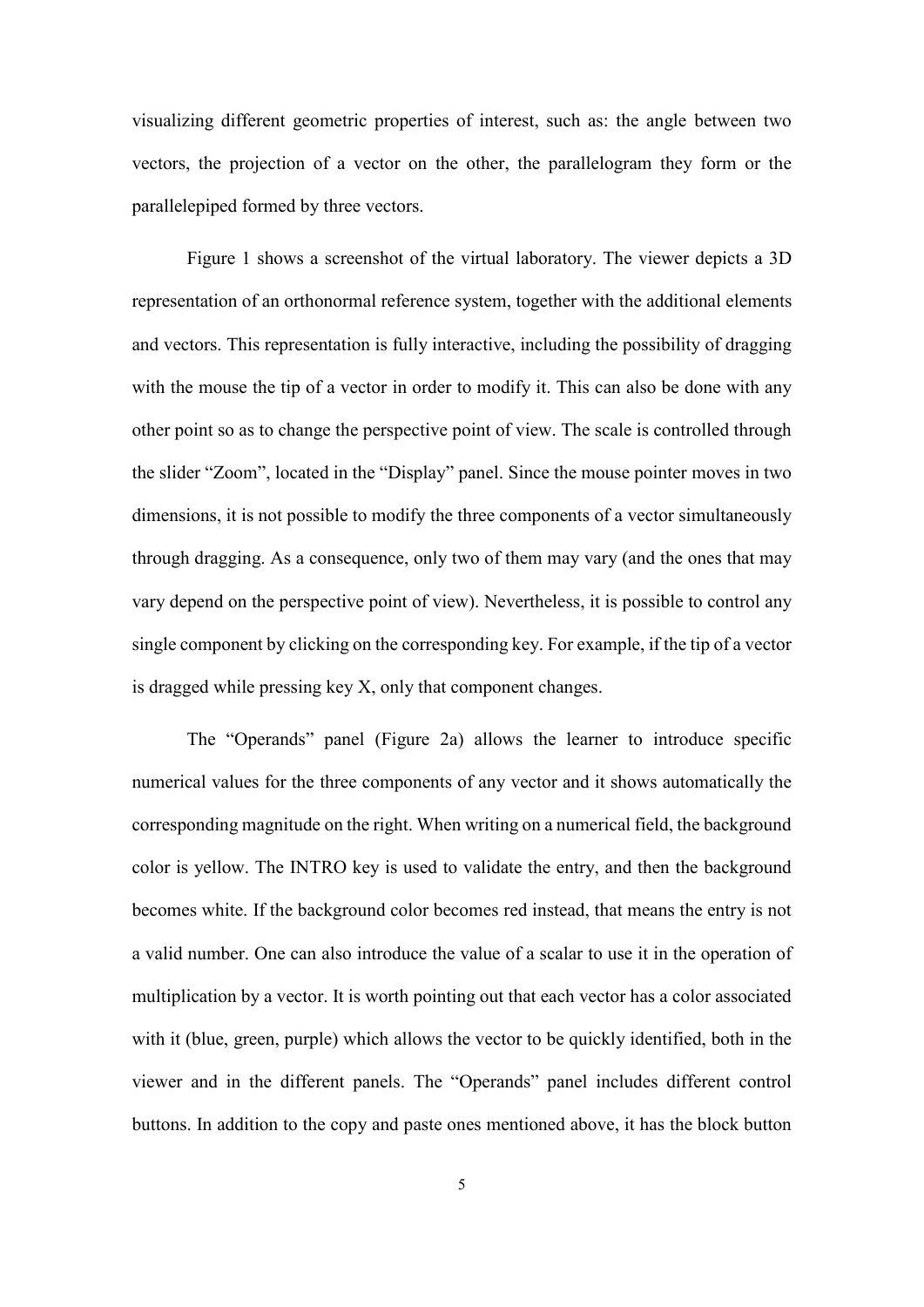visualizing different geometric properties of interest, such as: the angle between two vectors, the projection of a vector on the other, the parallelogram they form or the parallelepiped formed by three vectors.

Figure 1 shows a screenshot of the virtual laboratory. The viewer depicts a 3D representation of an orthonormal reference system, together with the additional elements and vectors. This representation is fully interactive, including the possibility of dragging with the mouse the tip of a vector in order to modify it. This can also be done with any other point so as to change the perspective point of view. The scale is controlled through the slider “Zoom”, located in the “Display” panel. Since the mouse pointer moves in two dimensions, it is not possible to modify the three components of a vector simultaneously through dragging. As a consequence, only two of them may vary (and the ones that may vary depend on the perspective point of view). Nevertheless, it is possible to control any single component by clicking on the corresponding key. For example, if the tip of a vector is dragged while pressing key X, only that component changes.

The “Operands” panel (Figure 2a) allows the learner to introduce specific numerical values for the three components of any vector and it shows automatically the corresponding magnitude on the right. When writing on a numerical field, the background color is yellow. The INTRO key is used to validate the entry, and then the background becomes white. If the background color becomes red instead, that means the entry is not a valid number. One can also introduce the value of a scalar to use it in the operation of multiplication by a vector. It is worth pointing out that each vector has a color associated with it (blue, green, purple) which allows the vector to be quickly identified, both in the viewer and in the different panels. The “Operands” panel includes different control buttons. In addition to the copy and paste ones mentioned above, it has the block button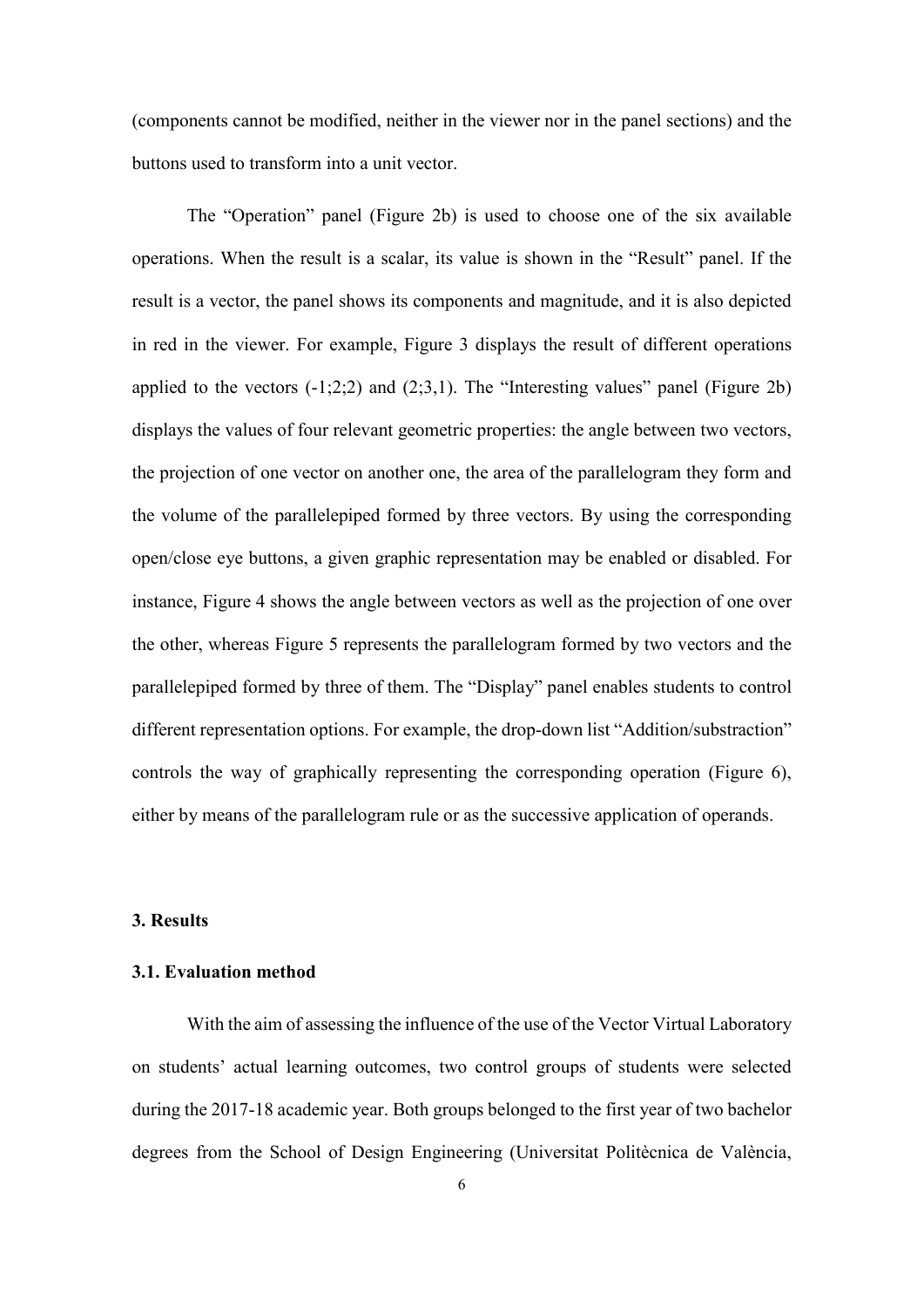(components cannot be modified, neither in the viewer nor in the panel sections) and the buttons used to transform into a unit vector.

The "Operation" panel (Figure 2b) is used to choose one of the six available operations. When the result is a scalar, its value is shown in the "Result" panel. If the result is a vector, the panel shows its components and magnitude, and it is also depicted in red in the viewer. For example, Figure 3 displays the result of different operations applied to the vectors (-1;2;2) and (2;3,1). The "Interesting values" panel (Figure 2b) displays the values of four relevant geometric properties: the angle between two vectors, the projection of one vector on another one, the area of the parallelogram they form and the volume of the parallelepiped formed by three vectors. By using the corresponding open/close eye buttons, a given graphic representation may be enabled or disabled. For instance, Figure 4 shows the angle between vectors as well as the projection of one over the other, whereas Figure 5 represents the parallelogram formed by two vectors and the parallelepiped formed by three of them. The "Display" panel enables students to control different representation options. For example, the drop-down list "Addition/substraction" controls the way of graphically representing the corresponding operation (Figure 6), either by means of the parallelogram rule or as the successive application of operands.

## 3. Results

### 3.1. Evaluation method

With the aim of assessing the influence of the use of the Vector Virtual Laboratory on students' actual learning outcomes, two control groups of students were selected during the 2017-18 academic year. Both groups belonged to the first year of two bachelor degrees from the School of Design Engineering (Universitat Politècnica de València,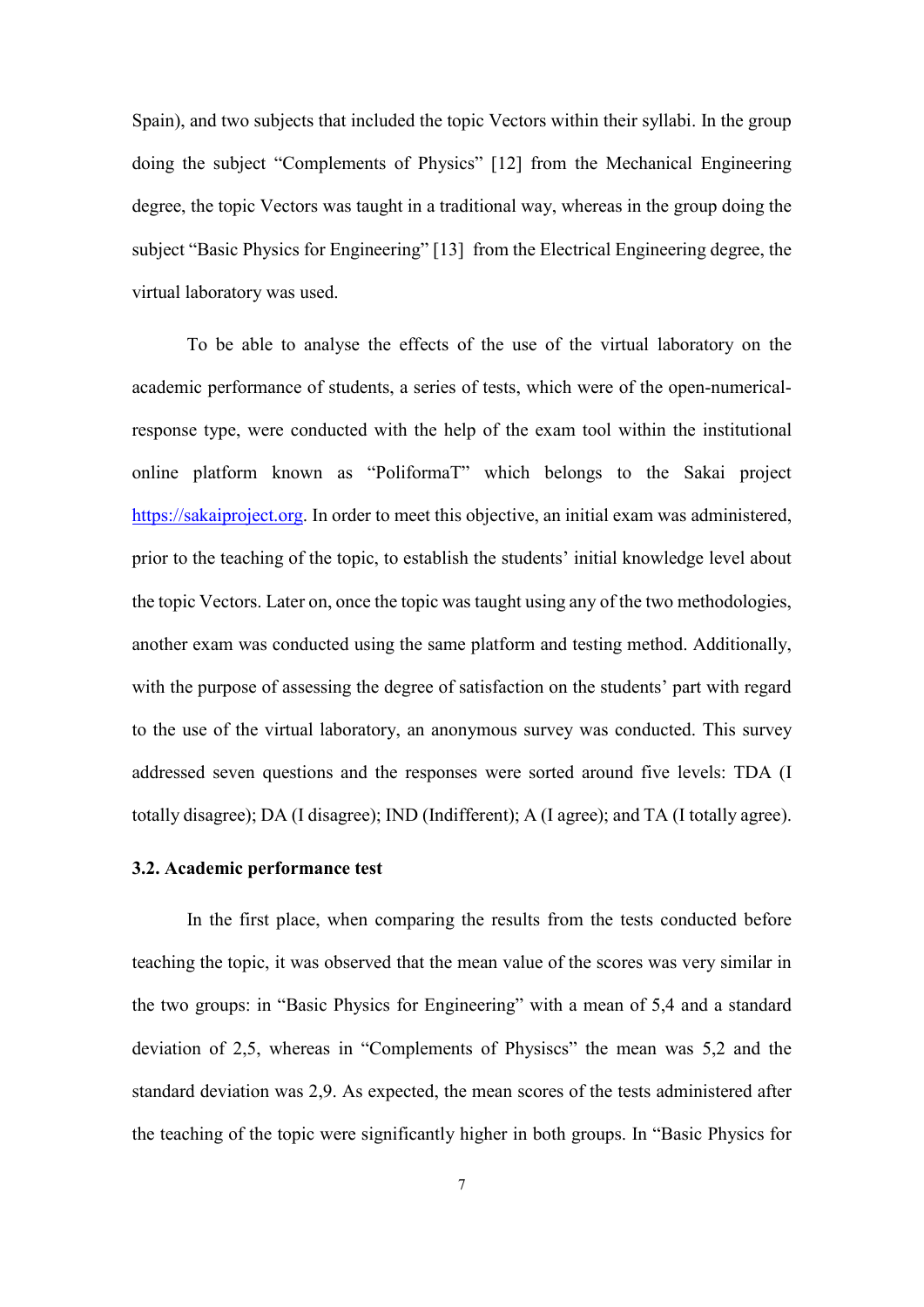Spain), and two subjects that included the topic Vectors within their syllabi. In the group doing the subject “Complements of Physics” [12] from the Mechanical Engineering degree, the topic Vectors was taught in a traditional way, whereas in the group doing the subject “Basic Physics for Engineering” [13] from the Electrical Engineering degree, the virtual laboratory was used.

To be able to analyse the effects of the use of the virtual laboratory on the academic performance of students, a series of tests, which were of the open-numerical-response type, were conducted with the help of the exam tool within the institutional online platform known as “PoliformaT” which belongs to the Sakai project https://sakaiproject.org. In order to meet this objective, an initial exam was administered, prior to the teaching of the topic, to establish the students’ initial knowledge level about the topic Vectors. Later on, once the topic was taught using any of the two methodologies, another exam was conducted using the same platform and testing method. Additionally, with the purpose of assessing the degree of satisfaction on the students’ part with regard to the use of the virtual laboratory, an anonymous survey was conducted. This survey addressed seven questions and the responses were sorted around five levels: TDA (I totally disagree); DA (I disagree); IND (Indifferent); A (I agree); and TA (I totally agree).

### 3.2. Academic performance test

In the first place, when comparing the results from the tests conducted before teaching the topic, it was observed that the mean value of the scores was very similar in the two groups: in “Basic Physics for Engineering” with a mean of 5,4 and a standard deviation of 2,5, whereas in “Complements of Physiscs” the mean was 5,2 and the standard deviation was 2,9. As expected, the mean scores of the tests administered after the teaching of the topic were significantly higher in both groups. In “Basic Physics for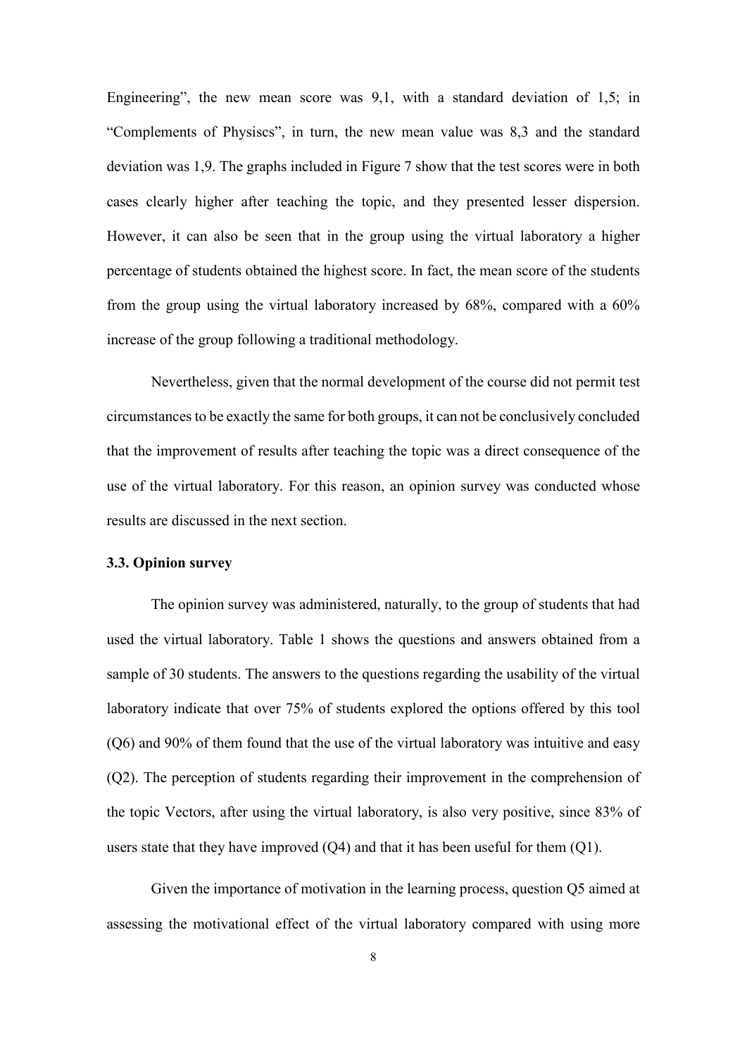Engineering", the new mean score was 9,1, with a standard deviation of 1,5; in "Complements of Physiscs", in turn, the new mean value was 8,3 and the standard deviation was 1,9. The graphs included in Figure 7 show that the test scores were in both cases clearly higher after teaching the topic, and they presented lesser dispersion. However, it can also be seen that in the group using the virtual laboratory a higher percentage of students obtained the highest score. In fact, the mean score of the students from the group using the virtual laboratory increased by 68%, compared with a 60% increase of the group following a traditional methodology.

Nevertheless, given that the normal development of the course did not permit test circumstances to be exactly the same for both groups, it can not be conclusively concluded that the improvement of results after teaching the topic was a direct consequence of the use of the virtual laboratory. For this reason, an opinion survey was conducted whose results are discussed in the next section.

### 3.3. Opinion survey

The opinion survey was administered, naturally, to the group of students that had used the virtual laboratory. Table 1 shows the questions and answers obtained from a sample of 30 students. The answers to the questions regarding the usability of the virtual laboratory indicate that over 75% of students explored the options offered by this tool (Q6) and 90% of them found that the use of the virtual laboratory was intuitive and easy (Q2). The perception of students regarding their improvement in the comprehension of the topic Vectors, after using the virtual laboratory, is also very positive, since 83% of users state that they have improved (Q4) and that it has been useful for them (Q1).

Given the importance of motivation in the learning process, question Q5 aimed at assessing the motivational effect of the virtual laboratory compared with using more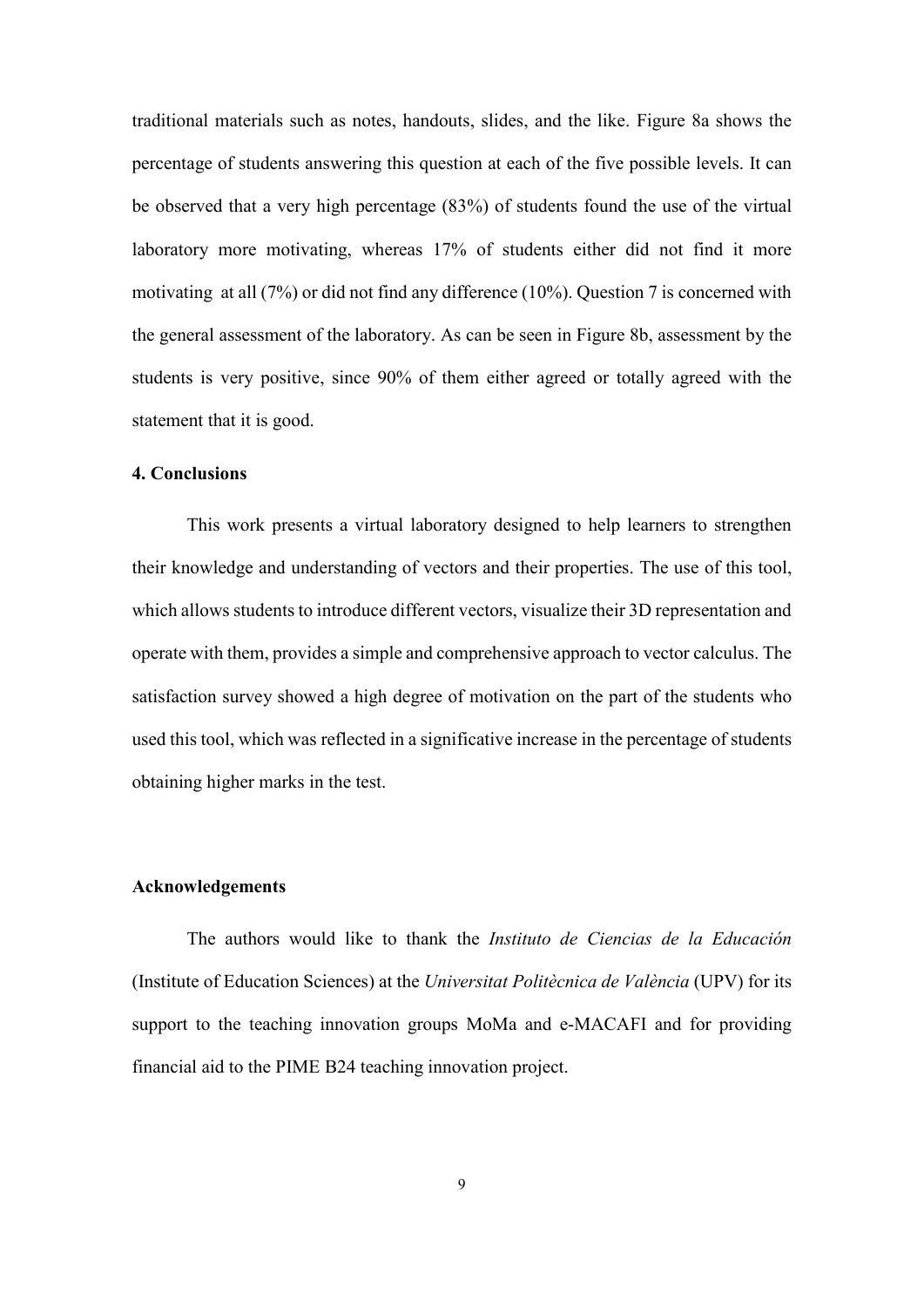traditional materials such as notes, handouts, slides, and the like. Figure 8a shows the percentage of students answering this question at each of the five possible levels. It can be observed that a very high percentage (83%) of students found the use of the virtual laboratory more motivating, whereas 17% of students either did not find it more motivating at all (7%) or did not find any difference (10%). Question 7 is concerned with the general assessment of the laboratory. As can be seen in Figure 8b, assessment by the students is very positive, since 90% of them either agreed or totally agreed with the statement that it is good.

**4. Conclusions**

This work presents a virtual laboratory designed to help learners to strengthen their knowledge and understanding of vectors and their properties. The use of this tool, which allows students to introduce different vectors, visualize their 3D representation and operate with them, provides a simple and comprehensive approach to vector calculus. The satisfaction survey showed a high degree of motivation on the part of the students who used this tool, which was reflected in a significative increase in the percentage of students obtaining higher marks in the test.

**Acknowledgements**

The authors would like to thank the *Instituto de Ciencias de la Educación* (Institute of Education Sciences) at the *Universitat Politècnica de València* (UPV) for its support to the teaching innovation groups MoMa and e-MACAFI and for providing financial aid to the PIME B24 teaching innovation project.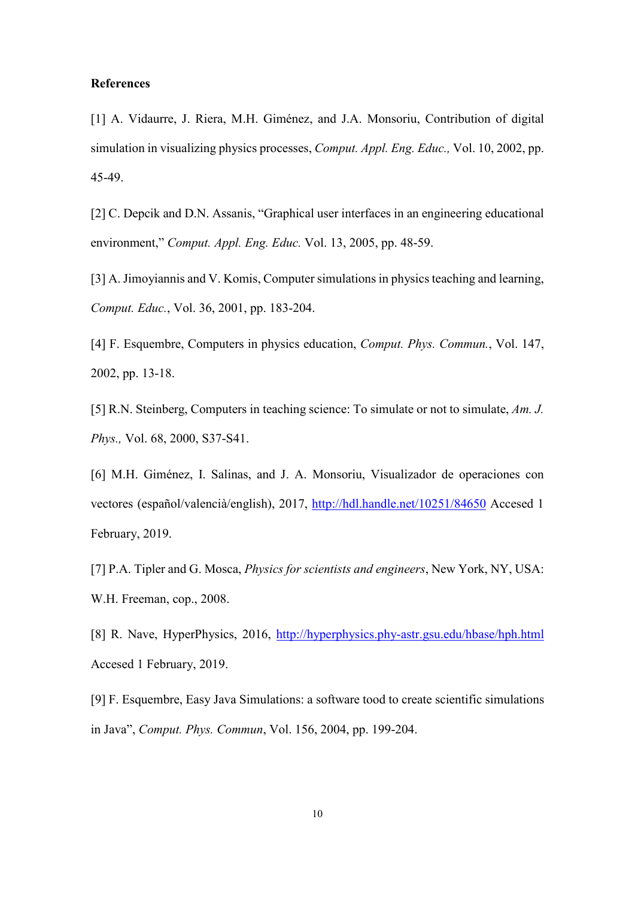**References**

[1] A. Vidaurre, J. Riera, M.H. Giménez, and J.A. Monsoriu, Contribution of digital simulation in visualizing physics processes, *Comput. Appl. Eng. Educ.,* Vol. 10, 2002, pp. 45-49.

[2] C. Depcik and D.N. Assanis, "Graphical user interfaces in an engineering educational environment," *Comput. Appl. Eng. Educ.* Vol. 13, 2005, pp. 48-59.

[3] A. Jimoyiannis and V. Komis, Computer simulations in physics teaching and learning, *Comput. Educ.*, Vol. 36, 2001, pp. 183-204.

[4] F. Esquembre, Computers in physics education, *Comput. Phys. Commun.*, Vol. 147, 2002, pp. 13-18.

[5] R.N. Steinberg, Computers in teaching science: To simulate or not to simulate, *Am. J. Phys.,* Vol. 68, 2000, S37-S41.

[6] M.H. Giménez, I. Salinas, and J. A. Monsoriu, Visualizador de operaciones con vectores (español/valencià/english), 2017, http://hdl.handle.net/10251/84650 Accesed 1 February, 2019.

[7] P.A. Tipler and G. Mosca, *Physics for scientists and engineers*, New York, NY, USA: W.H. Freeman, cop., 2008.

[8] R. Nave, HyperPhysics, 2016, http://hyperphysics.phy-astr.gsu.edu/hbase/hph.html Accesed 1 February, 2019.

[9] F. Esquembre, Easy Java Simulations: a software tood to create scientific simulations in Java", *Comput. Phys. Commun*, Vol. 156, 2004, pp. 199-204.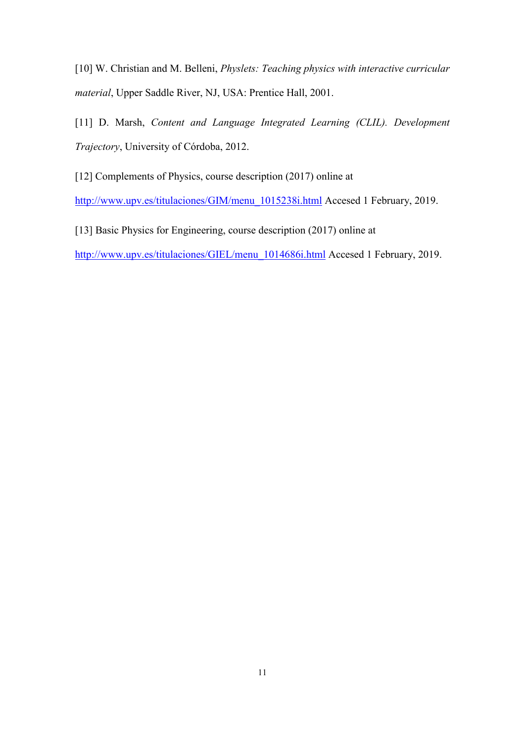[10] W. Christian and M. Belleni, *Physlets: Teaching physics with interactive curricular material*, Upper Saddle River, NJ, USA: Prentice Hall, 2001.

[11] D. Marsh, *Content and Language Integrated Learning (CLIL). Development Trajectory*, University of Córdoba, 2012.

[12] Complements of Physics, course description (2017) online at http://www.upv.es/titulaciones/GIM/menu_1015238i.html Accesed 1 February, 2019.

[13] Basic Physics for Engineering, course description (2017) online at http://www.upv.es/titulaciones/GIEL/menu_1014686i.html Accesed 1 February, 2019.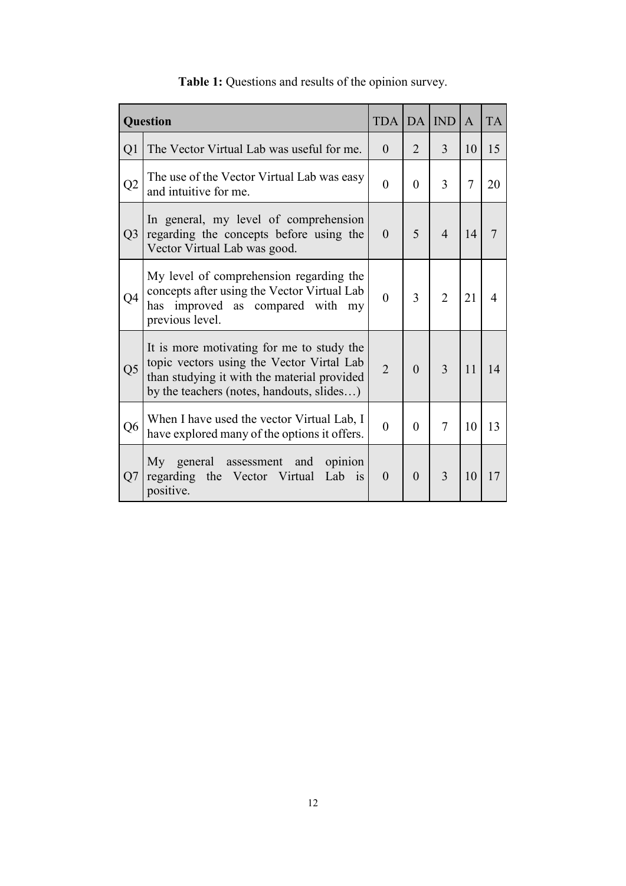**Table 1:** Questions and results of the opinion survey.

| Question | | TDA | DA | IND | A | TA |
|---|---|---|---|---|---|---|
| Q1 | The Vector Virtual Lab was useful for me. | 0 | 2 | 3 | 10 | 15 |
| Q2 | The use of the Vector Virtual Lab was easy and intuitive for me. | 0 | 0 | 3 | 7 | 20 |
| Q3 | In general, my level of comprehension regarding the concepts before using the Vector Virtual Lab was good. | 0 | 5 | 4 | 14 | 7 |
| Q4 | My level of comprehension regarding the concepts after using the Vector Virtual Lab has improved as compared with my previous level. | 0 | 3 | 2 | 21 | 4 |
| Q5 | It is more motivating for me to study the topic vectors using the Vector Virtal Lab than studying it with the material provided by the teachers (notes, handouts, slides…) | 2 | 0 | 3 | 11 | 14 |
| Q6 | When I have used the vector Virtual Lab, I have explored many of the options it offers. | 0 | 0 | 7 | 10 | 13 |
| Q7 | My general assessment and opinion regarding the Vector Virtual Lab is positive. | 0 | 0 | 3 | 10 | 17 |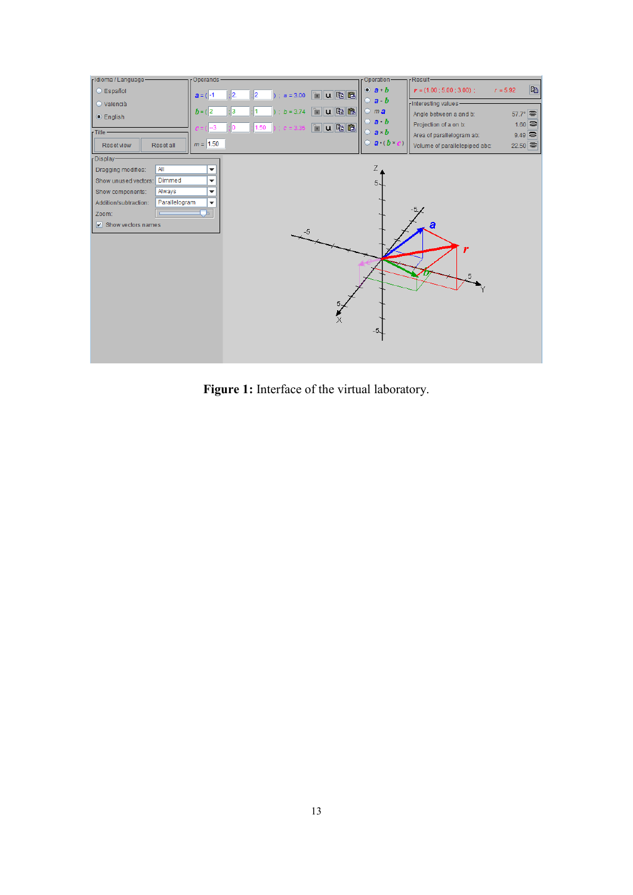**Figure 1:** Interface of the virtual laboratory.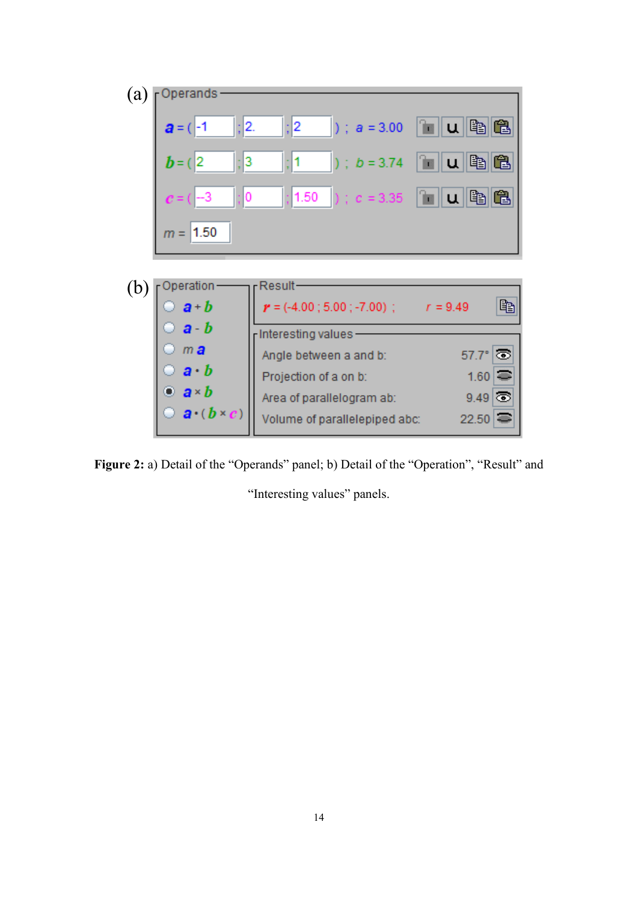**Figure 2:** a) Detail of the “Operands” panel; b) Detail of the “Operation”, “Result” and “Interesting values” panels.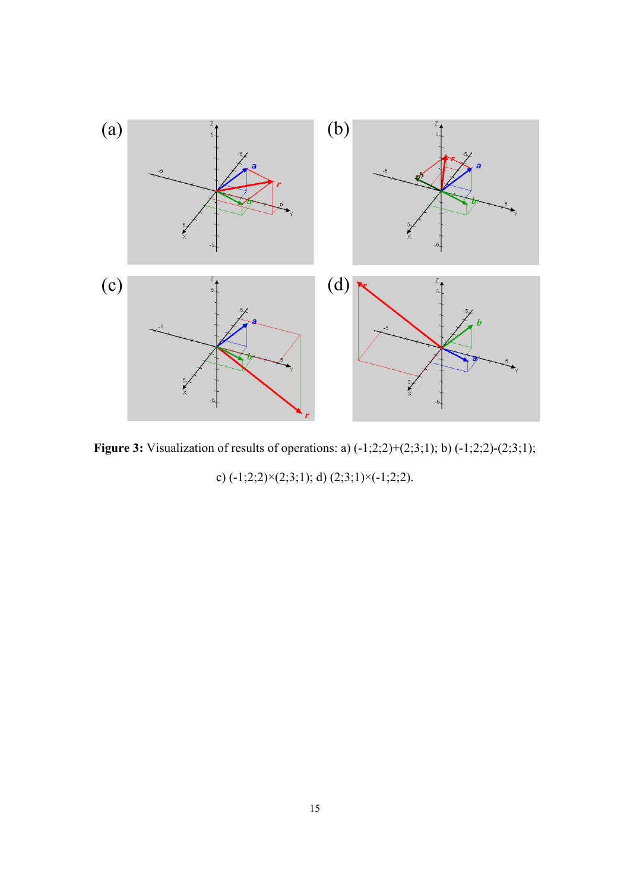**Figure 3:** Visualization of results of operations: a) (-1;2;2)+(2;3;1); b) (-1;2;2)-(2;3;1); c) (-1;2;2)×(2;3;1); d) (2;3;1)×(-1;2;2).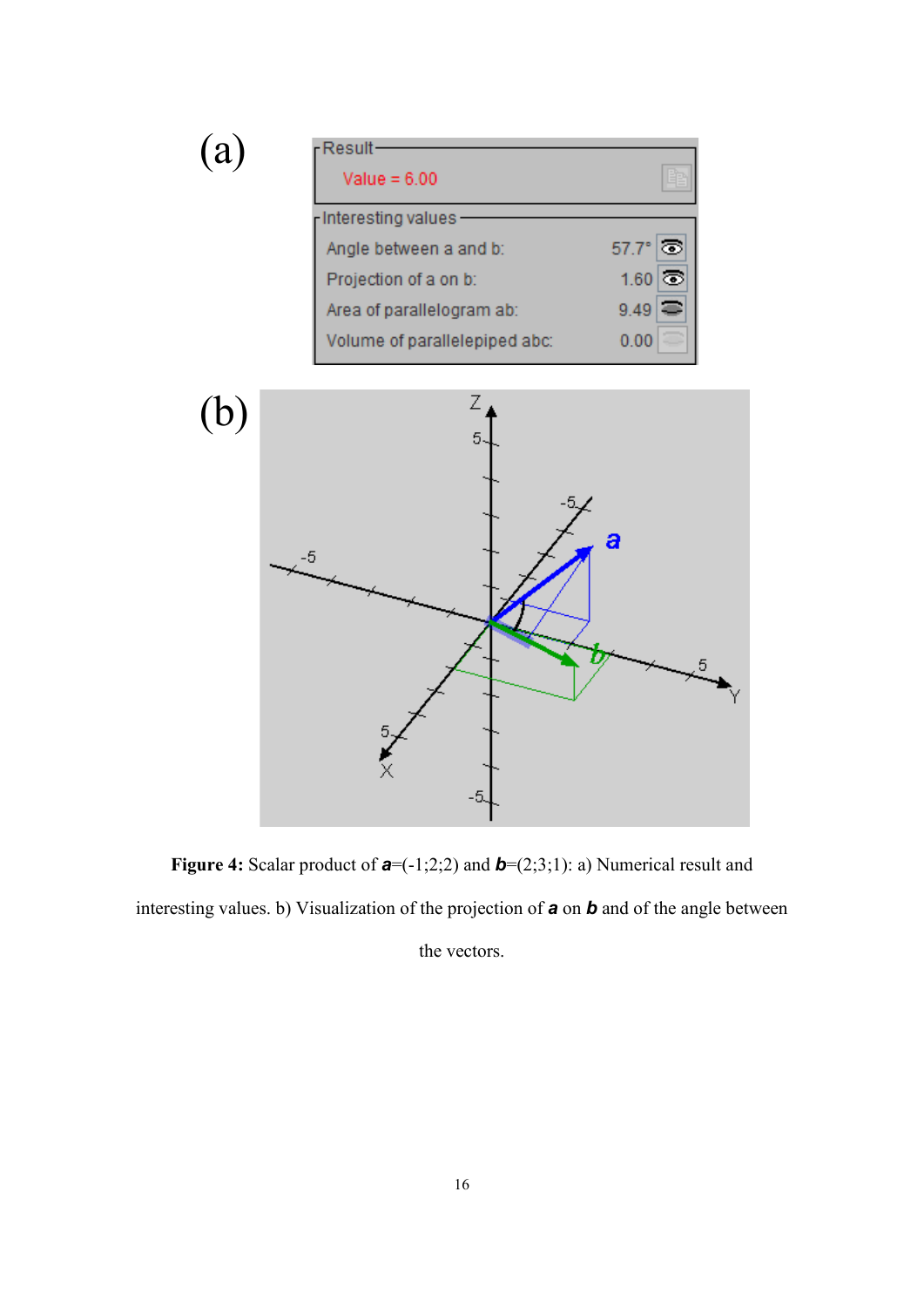(a)

| Result | |
|---|---|
| Value = 6.00 | |
| **Interesting values** | |
| Angle between a and b: | 57.7° |
| Projection of a on b: | 1.60 |
| Area of parallelogram ab: | 9.49 |
| Volume of parallelepiped abc: | 0.00 |

(b)

**Figure 4:** Scalar product of ***a***=(-1;2;2) and ***b***=(2;3;1): a) Numerical result and interesting values. b) Visualization of the projection of ***a*** on ***b*** and of the angle between the vectors.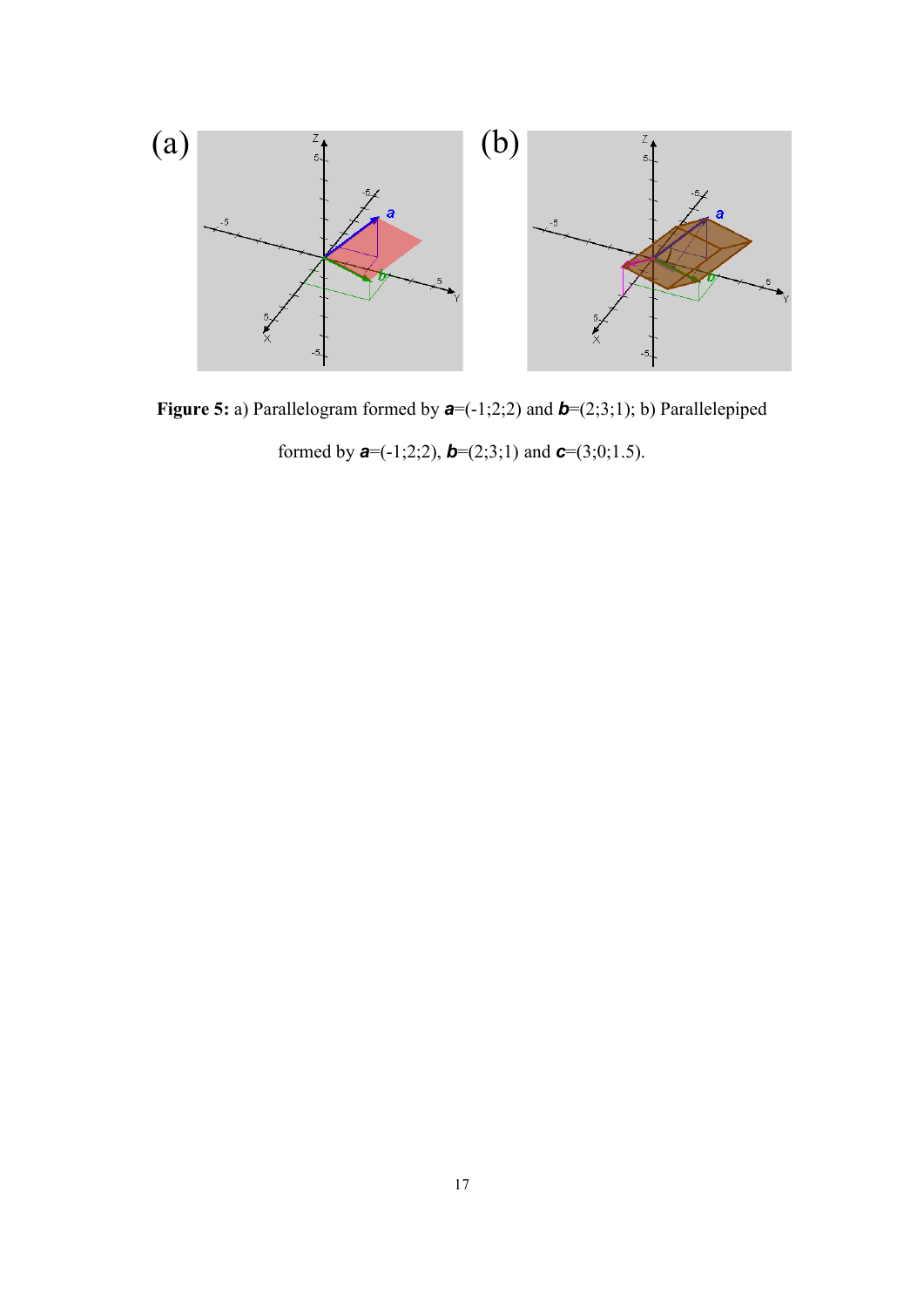**Figure 5:** a) Parallelogram formed by $\boldsymbol{a}$=(-1;2;2) and $\boldsymbol{b}$=(2;3;1); b) Parallelepiped formed by $\boldsymbol{a}$=(-1;2;2), $\boldsymbol{b}$=(2;3;1) and $\boldsymbol{c}$=(3;0;1.5).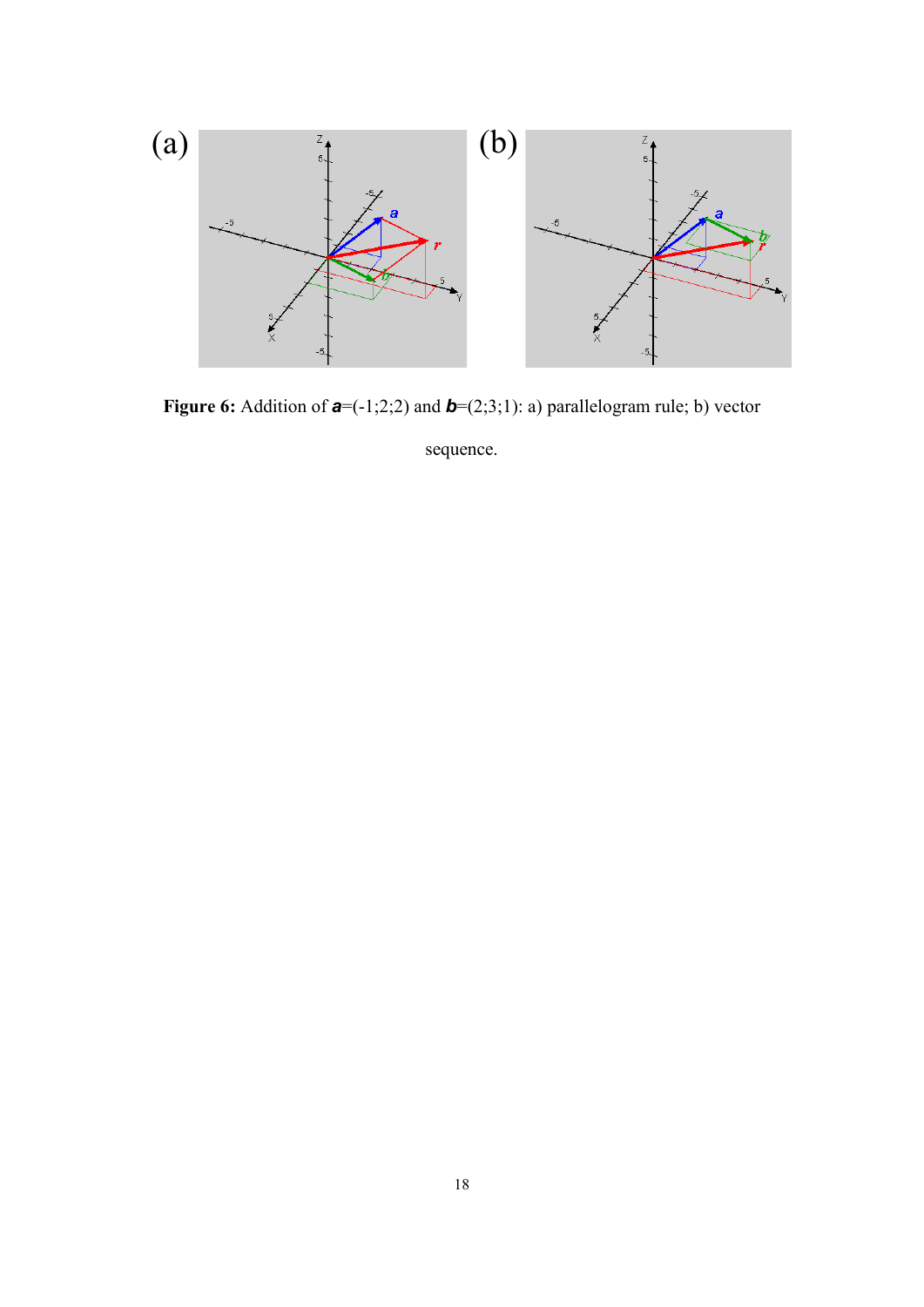**Figure 6:** Addition of ***a***=(-1;2;2) and ***b***=(2;3;1): a) parallelogram rule; b) vector sequence.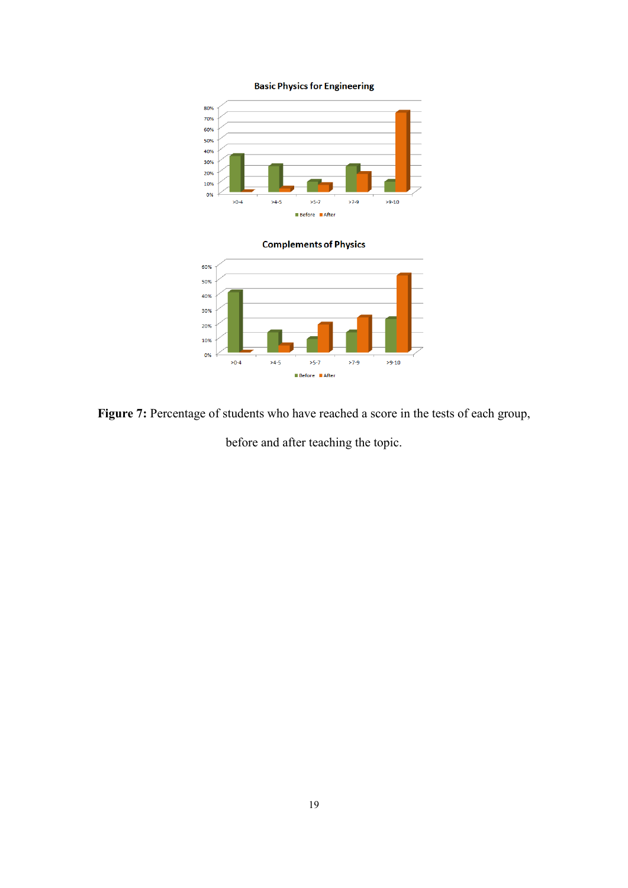**Basic Physics for Engineering**

**Complements of Physics**

**Figure 7:** Percentage of students who have reached a score in the tests of each group, before and after teaching the topic.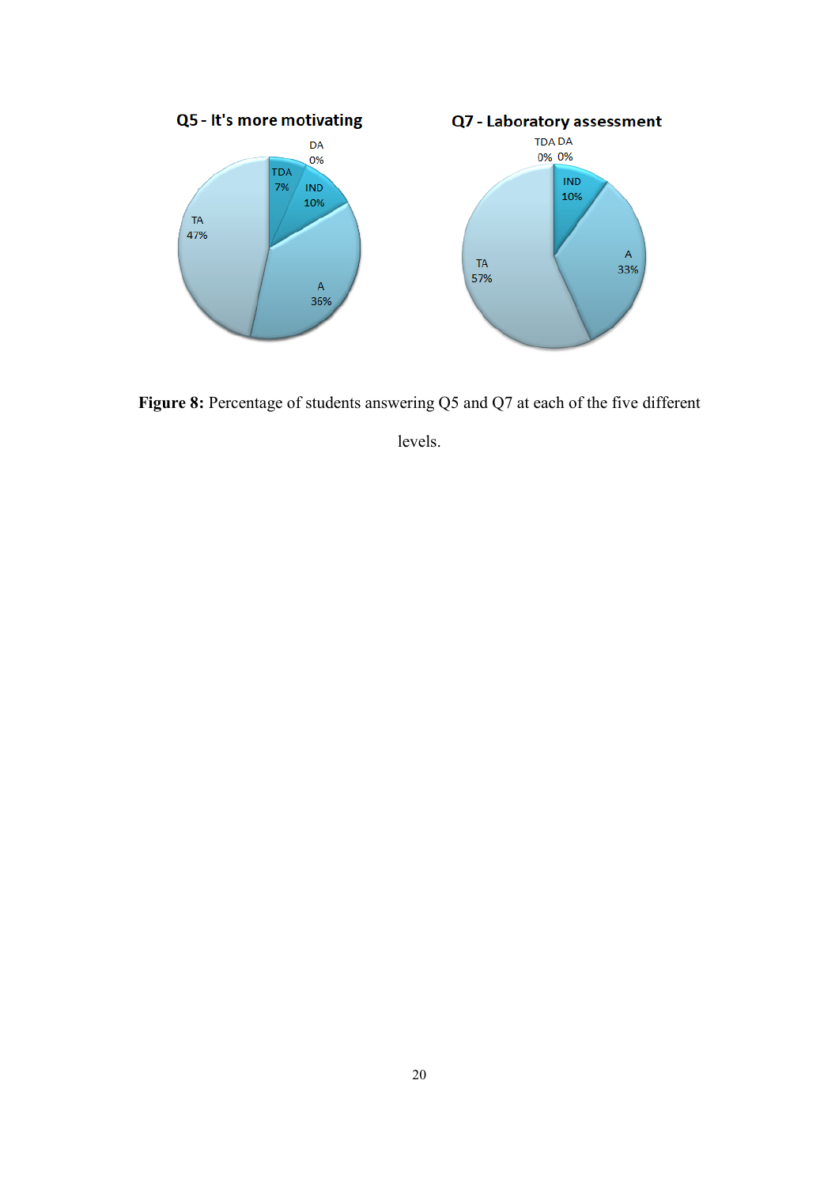Q5 - It's more motivating

DA
0%

TDA
7%

IND
10%

TA
47%

A
35%

Q7 - Laboratory assessment

TDA DA
0% 0%

IND
10%

A
33%

TA
57%

**Figure 8:** Percentage of students answering Q5 and Q7 at each of the five different levels.